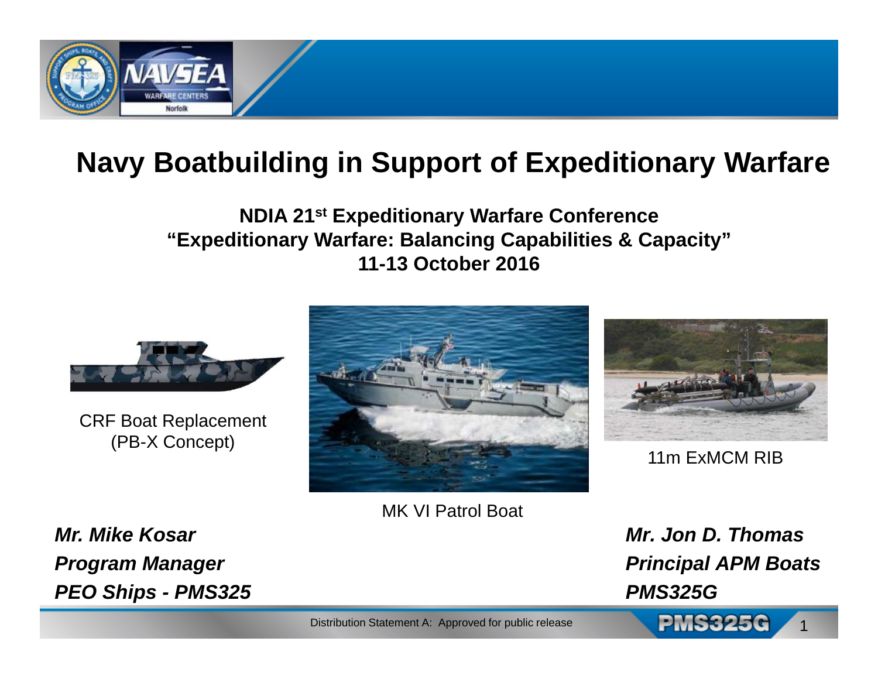# Navy Boatbuilding in Support of Expeditionary Warfare

**NDIA 21st Expeditionary Warfare Conference**
**"Expeditionary Warfare: Balancing Capabilities & Capacity"**
**11-13 October 2016**

CRF Boat Replacement (PB-X Concept)

MK VI Patrol Boat

11m ExMCM RIB

***Mr. Mike Kosar***
***Program Manager***
***PEO Ships - PMS325***

***Mr. Jon D. Thomas***
***Principal APM Boats***
***PMS325G***

Distribution Statement A: Approved for public release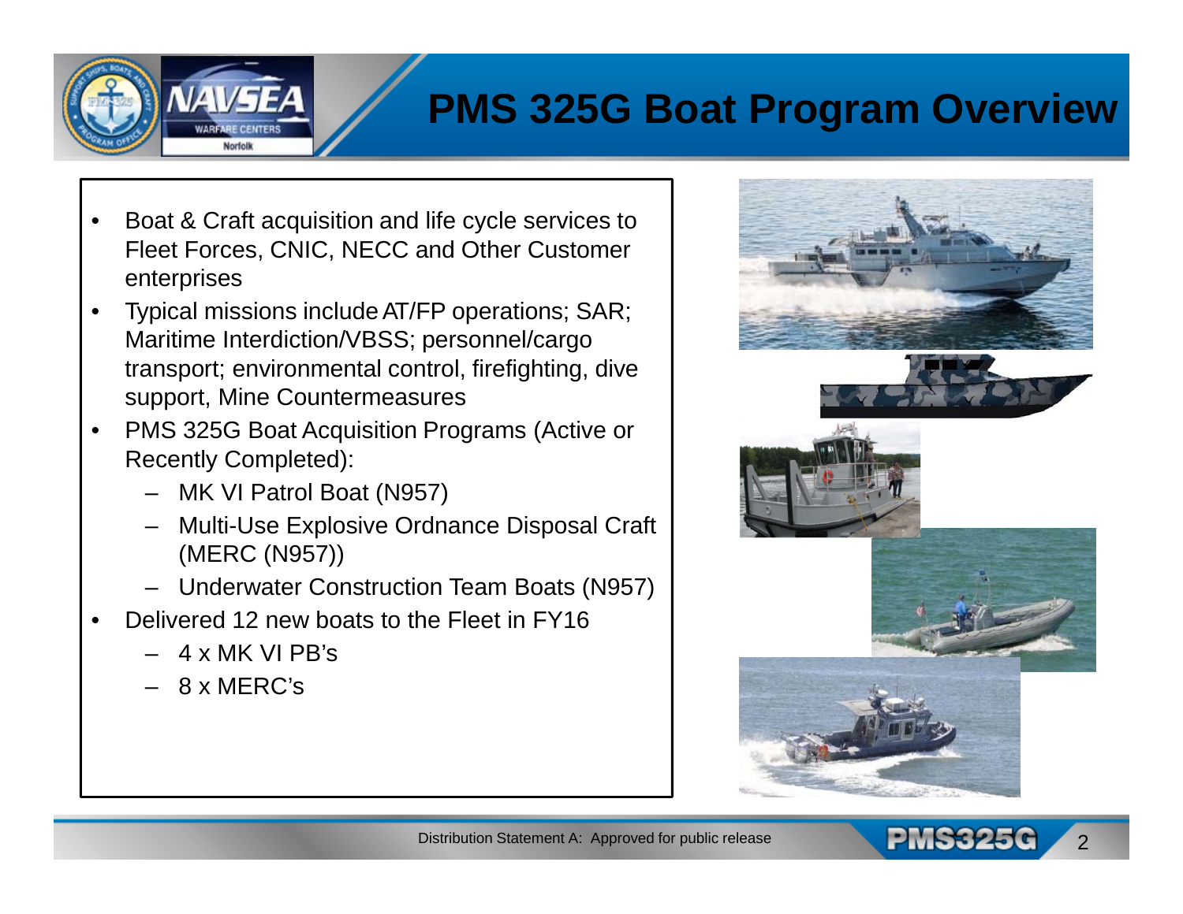# PMS 325G Boat Program Overview

- Boat & Craft acquisition and life cycle services to Fleet Forces, CNIC, NECC and Other Customer enterprises
- Typical missions include AT/FP operations; SAR; Maritime Interdiction/VBSS; personnel/cargo transport; environmental control, firefighting, dive support, Mine Countermeasures
- PMS 325G Boat Acquisition Programs (Active or Recently Completed):
  - MK VI Patrol Boat (N957)
  - Multi-Use Explosive Ordnance Disposal Craft (MERC (N957))
  - Underwater Construction Team Boats (N957)
- Delivered 12 new boats to the Fleet in FY16
  - 4 x MK VI PB's
  - 8 x MERC's

Distribution Statement A: Approved for public release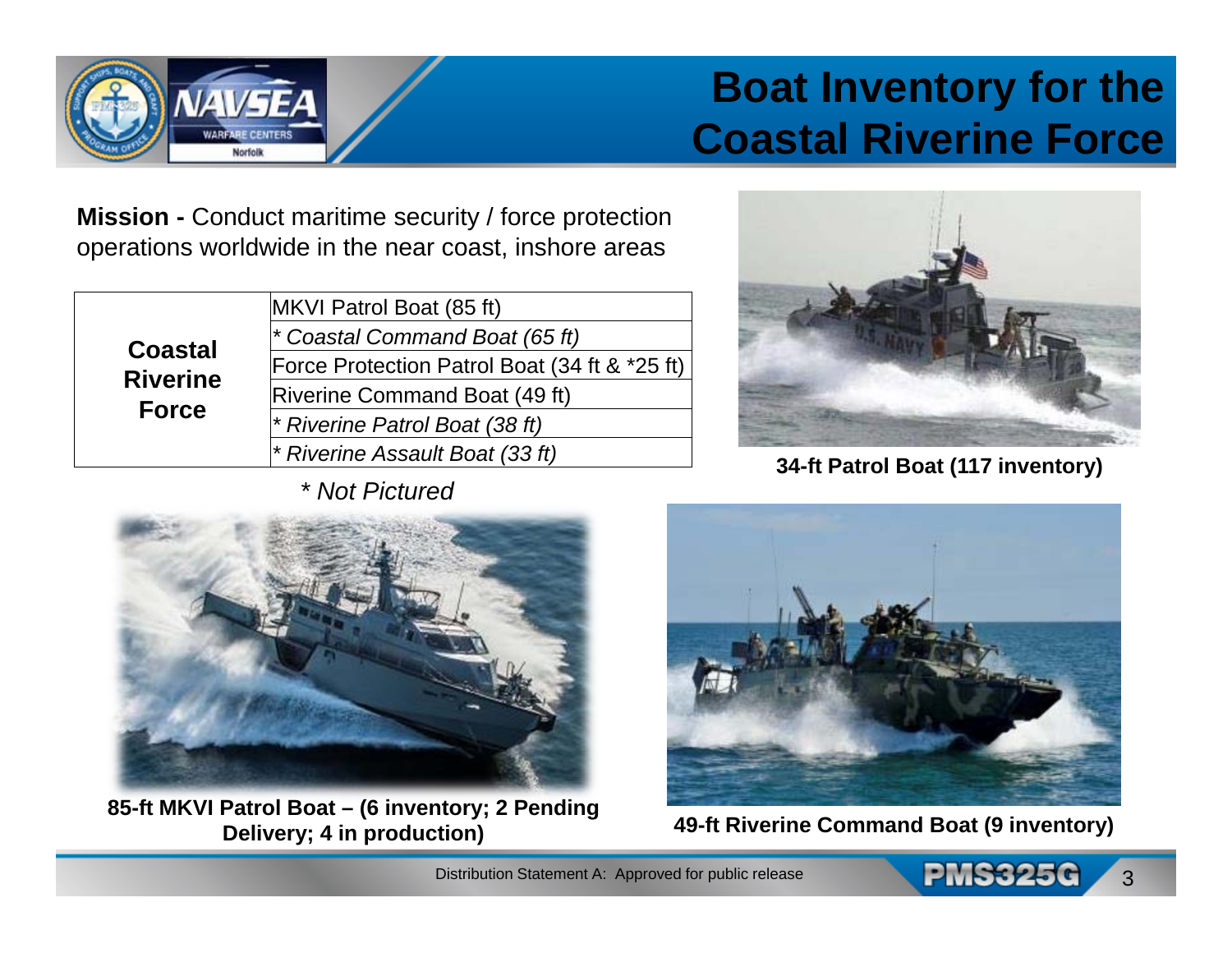# Boat Inventory for the Coastal Riverine Force

**Mission -** Conduct maritime security / force protection operations worldwide in the near coast, inshore areas

| | |
|---|---|
| **Coastal Riverine Force** | MKVI Patrol Boat (85 ft) |
| | *\* Coastal Command Boat (65 ft)* |
| | Force Protection Patrol Boat (34 ft & *25 ft) |
| | Riverine Command Boat (49 ft) |
| | *\* Riverine Patrol Boat (38 ft)* |
| | *\* Riverine Assault Boat (33 ft)* |

*\* Not Pictured*

**34-ft Patrol Boat (117 inventory)**

**85-ft MKVI Patrol Boat – (6 inventory; 2 Pending Delivery; 4 in production)**

**49-ft Riverine Command Boat (9 inventory)**

Distribution Statement A: Approved for public release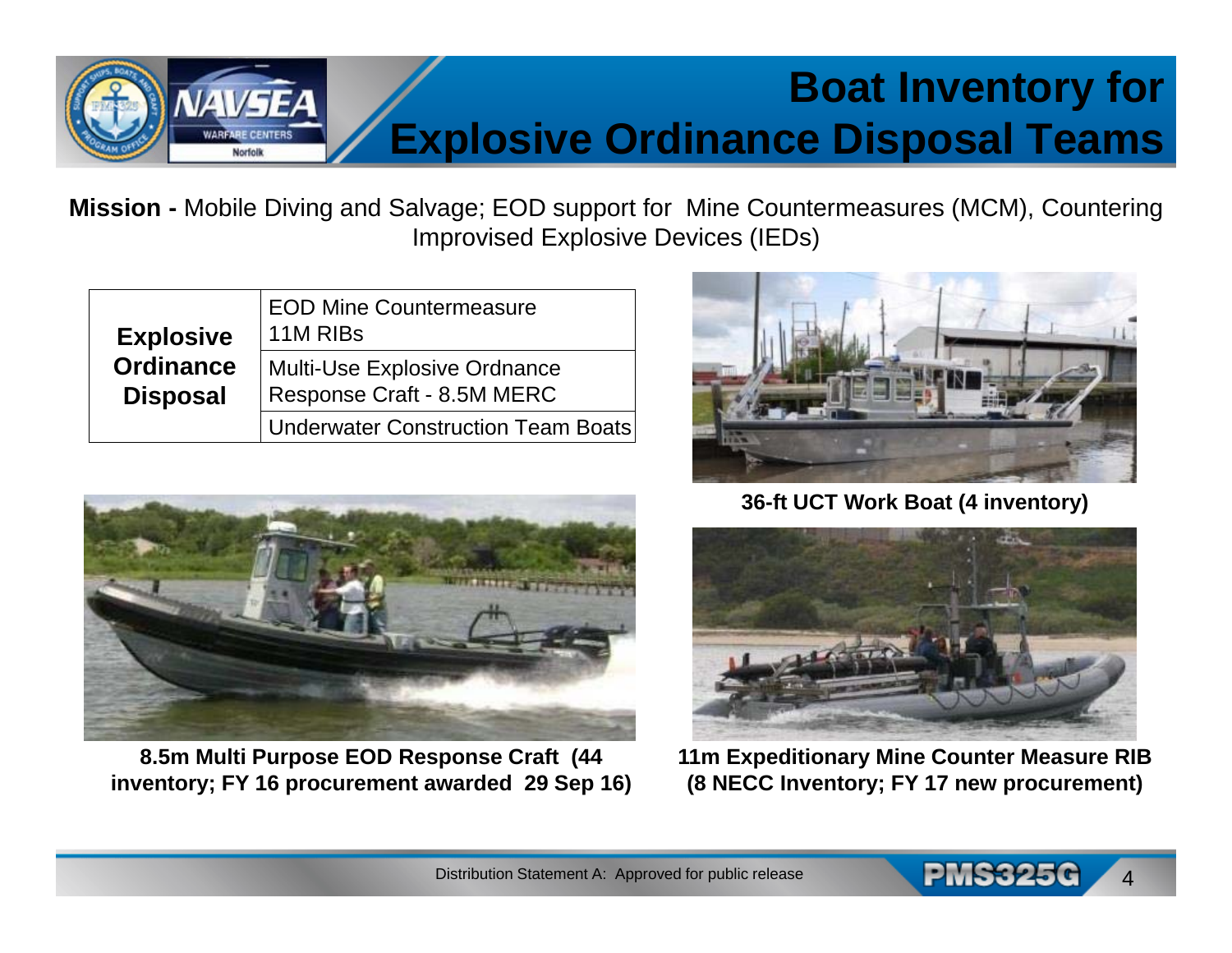# Boat Inventory for Explosive Ordinance Disposal Teams

**Mission -** Mobile Diving and Salvage; EOD support for Mine Countermeasures (MCM), Countering Improvised Explosive Devices (IEDs)

| | |
|---|---|
| **Explosive Ordinance Disposal** | EOD Mine Countermeasure 11M RIBs |
| | Multi-Use Explosive Ordnance Response Craft - 8.5M MERC |
| | Underwater Construction Team Boats |

**36-ft UCT Work Boat (4 inventory)**

**8.5m Multi Purpose EOD Response Craft (44 inventory; FY 16 procurement awarded 29 Sep 16)**

**11m Expeditionary Mine Counter Measure RIB (8 NECC Inventory; FY 17 new procurement)**

Distribution Statement A: Approved for public release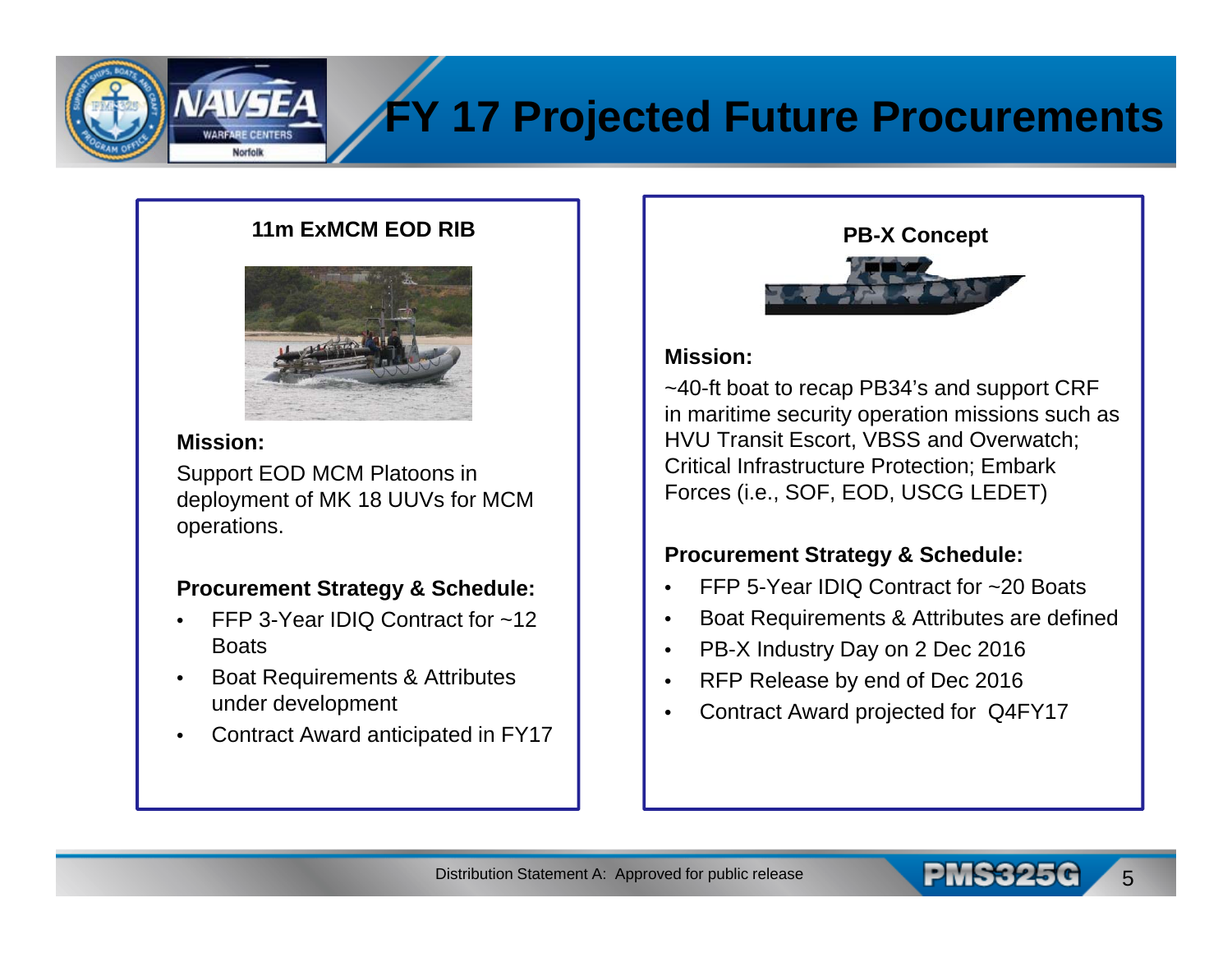# FY 17 Projected Future Procurements

## 11m ExMCM EOD RIB

**Mission:**

Support EOD MCM Platoons in deployment of MK 18 UUVs for MCM operations.

**Procurement Strategy & Schedule:**

- FFP 3-Year IDIQ Contract for ~12 Boats
- Boat Requirements & Attributes under development
- Contract Award anticipated in FY17

## PB-X Concept

**Mission:**

~40-ft boat to recap PB34's and support CRF in maritime security operation missions such as HVU Transit Escort, VBSS and Overwatch; Critical Infrastructure Protection; Embark Forces (i.e., SOF, EOD, USCG LEDET)

**Procurement Strategy & Schedule:**

- FFP 5-Year IDIQ Contract for ~20 Boats
- Boat Requirements & Attributes are defined
- PB-X Industry Day on 2 Dec 2016
- RFP Release by end of Dec 2016
- Contract Award projected for Q4FY17

Distribution Statement A: Approved for public release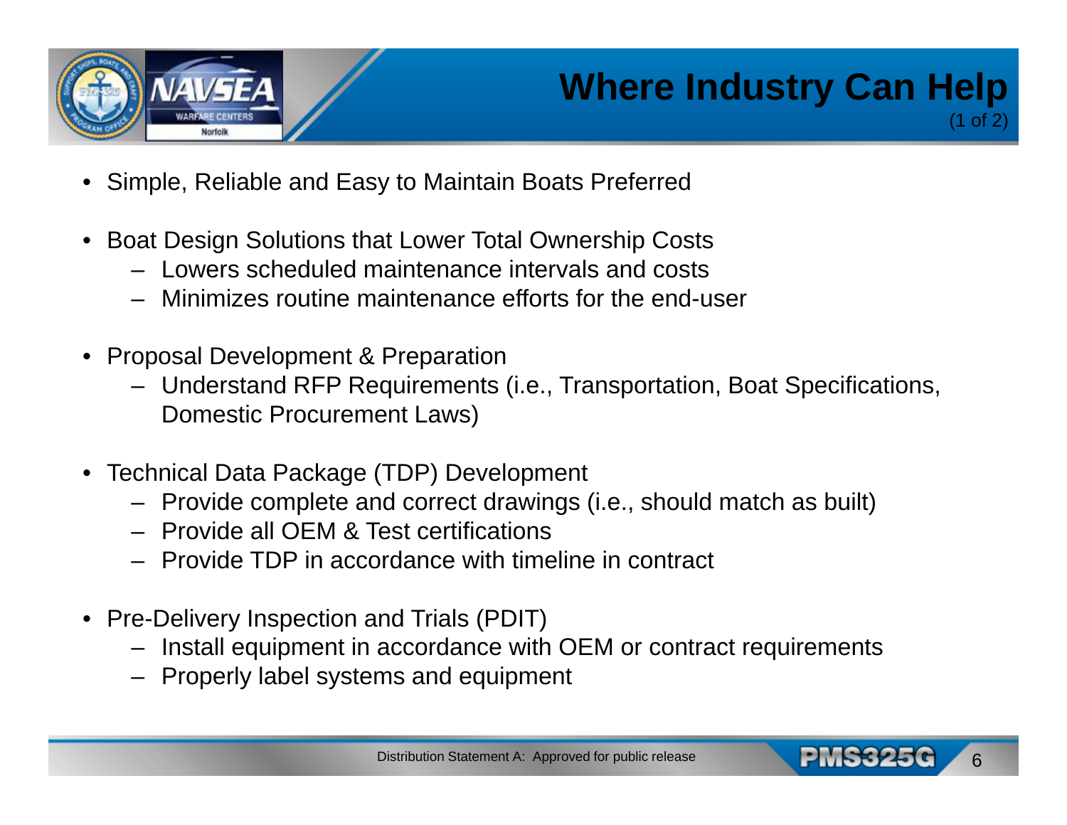# Where Industry Can Help

(1 of 2)

- Simple, Reliable and Easy to Maintain Boats Preferred
- Boat Design Solutions that Lower Total Ownership Costs
  - Lowers scheduled maintenance intervals and costs
  - Minimizes routine maintenance efforts for the end-user
- Proposal Development & Preparation
  - Understand RFP Requirements (i.e., Transportation, Boat Specifications, Domestic Procurement Laws)
- Technical Data Package (TDP) Development
  - Provide complete and correct drawings (i.e., should match as built)
  - Provide all OEM & Test certifications
  - Provide TDP in accordance with timeline in contract
- Pre-Delivery Inspection and Trials (PDIT)
  - Install equipment in accordance with OEM or contract requirements
  - Properly label systems and equipment

Distribution Statement A: Approved for public release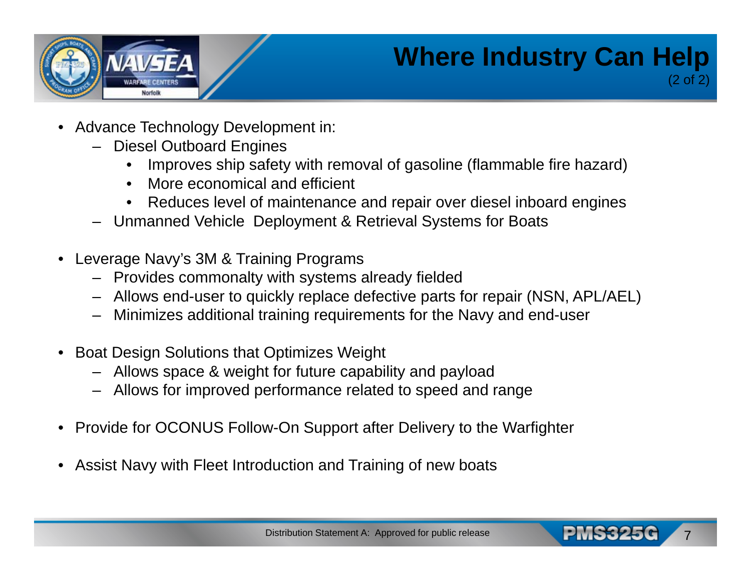# Where Industry Can Help

(2 of 2)

- Advance Technology Development in:
  - Diesel Outboard Engines
    - Improves ship safety with removal of gasoline (flammable fire hazard)
    - More economical and efficient
    - Reduces level of maintenance and repair over diesel inboard engines
  - Unmanned Vehicle Deployment & Retrieval Systems for Boats
- Leverage Navy's 3M & Training Programs
  - Provides commonalty with systems already fielded
  - Allows end-user to quickly replace defective parts for repair (NSN, APL/AEL)
  - Minimizes additional training requirements for the Navy and end-user
- Boat Design Solutions that Optimizes Weight
  - Allows space & weight for future capability and payload
  - Allows for improved performance related to speed and range
- Provide for OCONUS Follow-On Support after Delivery to the Warfighter
- Assist Navy with Fleet Introduction and Training of new boats

Distribution Statement A: Approved for public release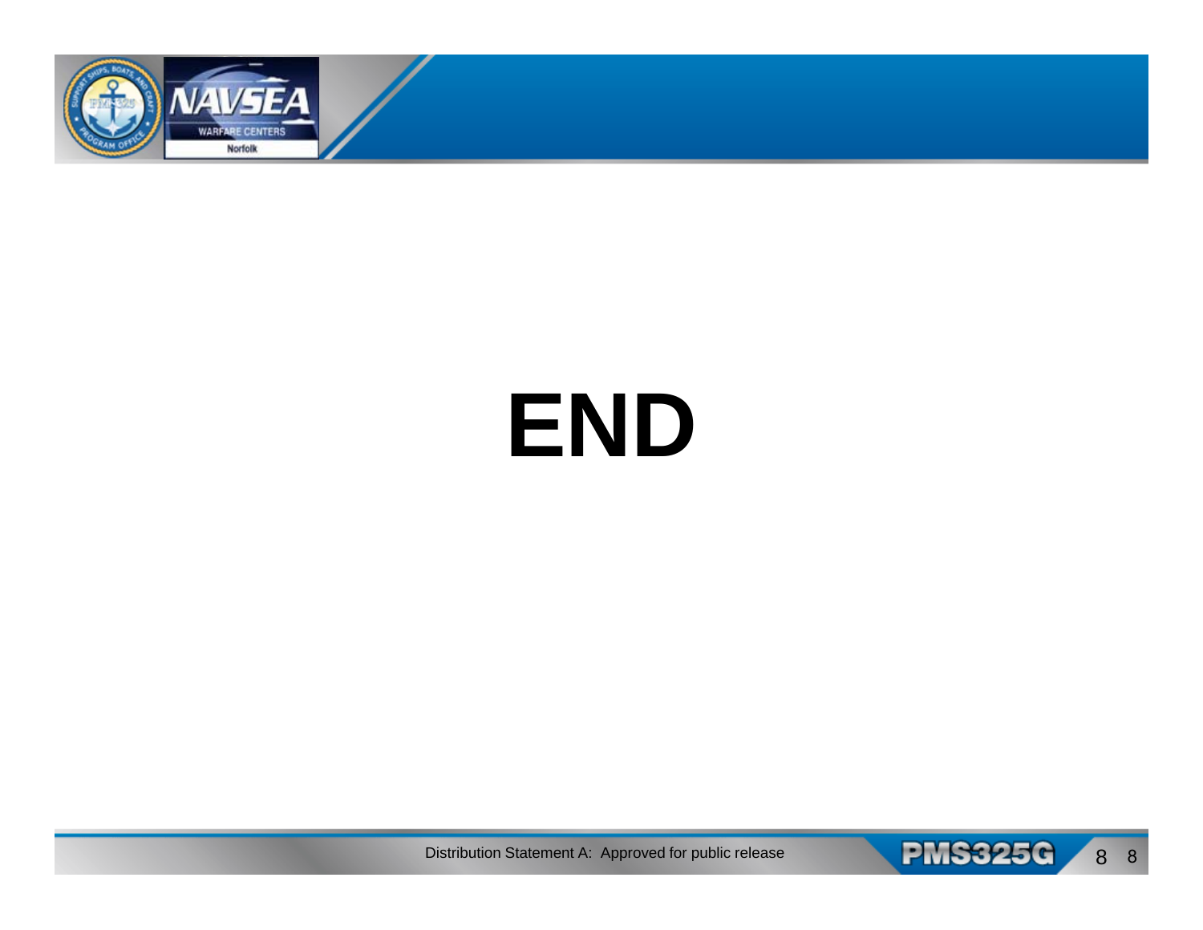# END